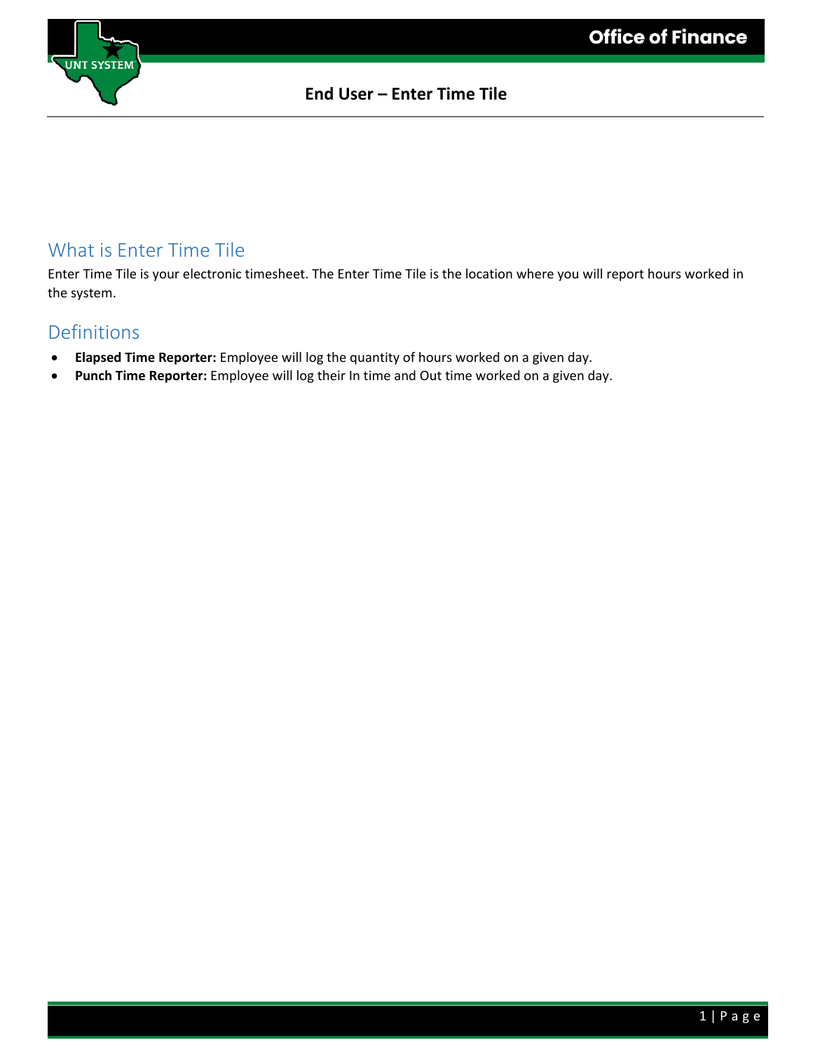# End User – Enter Time Tile

## What is Enter Time Tile

Enter Time Tile is your electronic timesheet. The Enter Time Tile is the location where you will report hours worked in the system.

## Definitions

- **Elapsed Time Reporter:** Employee will log the quantity of hours worked on a given day.
- **Punch Time Reporter:** Employee will log their In time and Out time worked on a given day.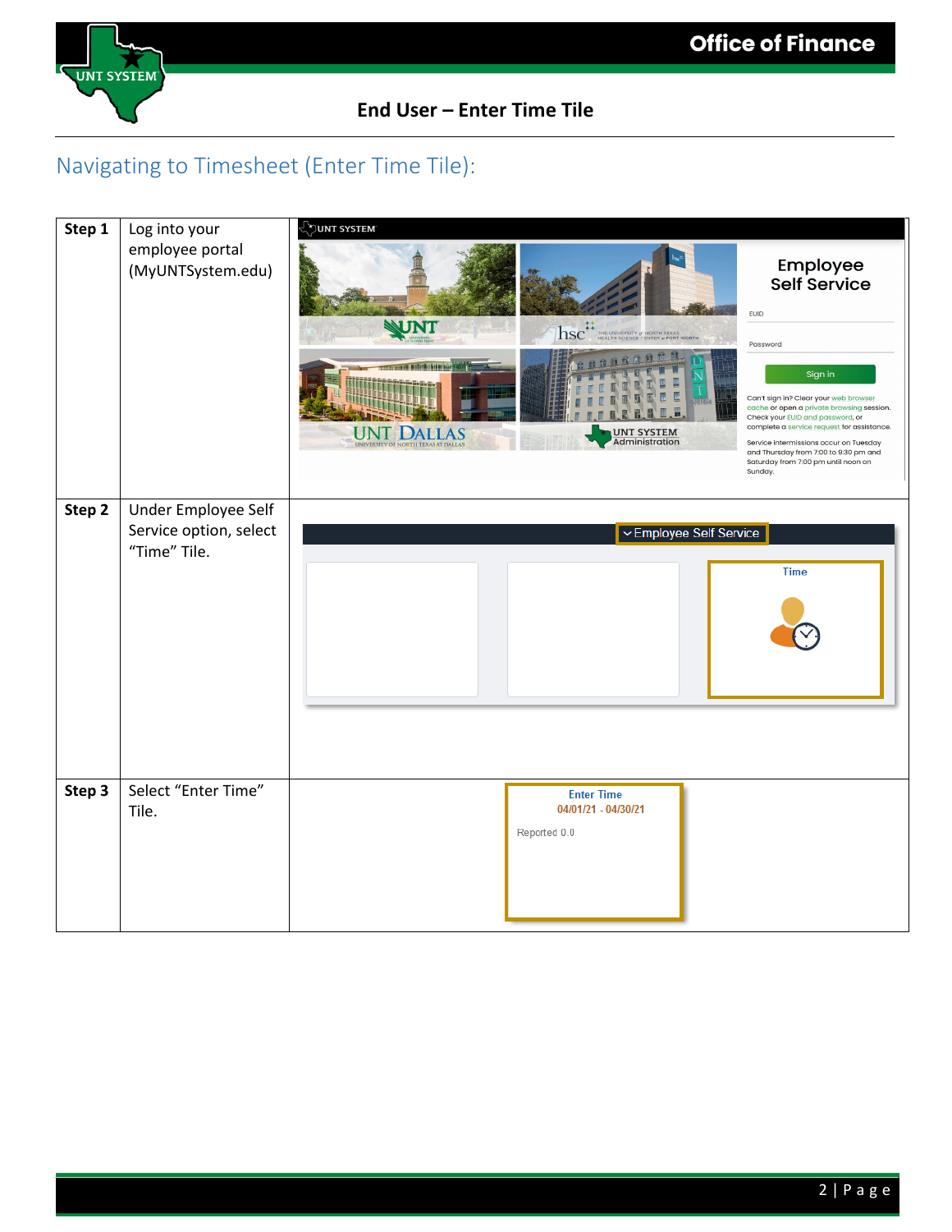# End User – Enter Time Tile

## Navigating to Timesheet (Enter Time Tile):

| | | |
|---|---|---|
| **Step 1** | Log into your employee portal (MyUNTSystem.edu) | |
| **Step 2** | Under Employee Self Service option, select "Time" Tile. | |
| **Step 3** | Select "Enter Time" Tile. | |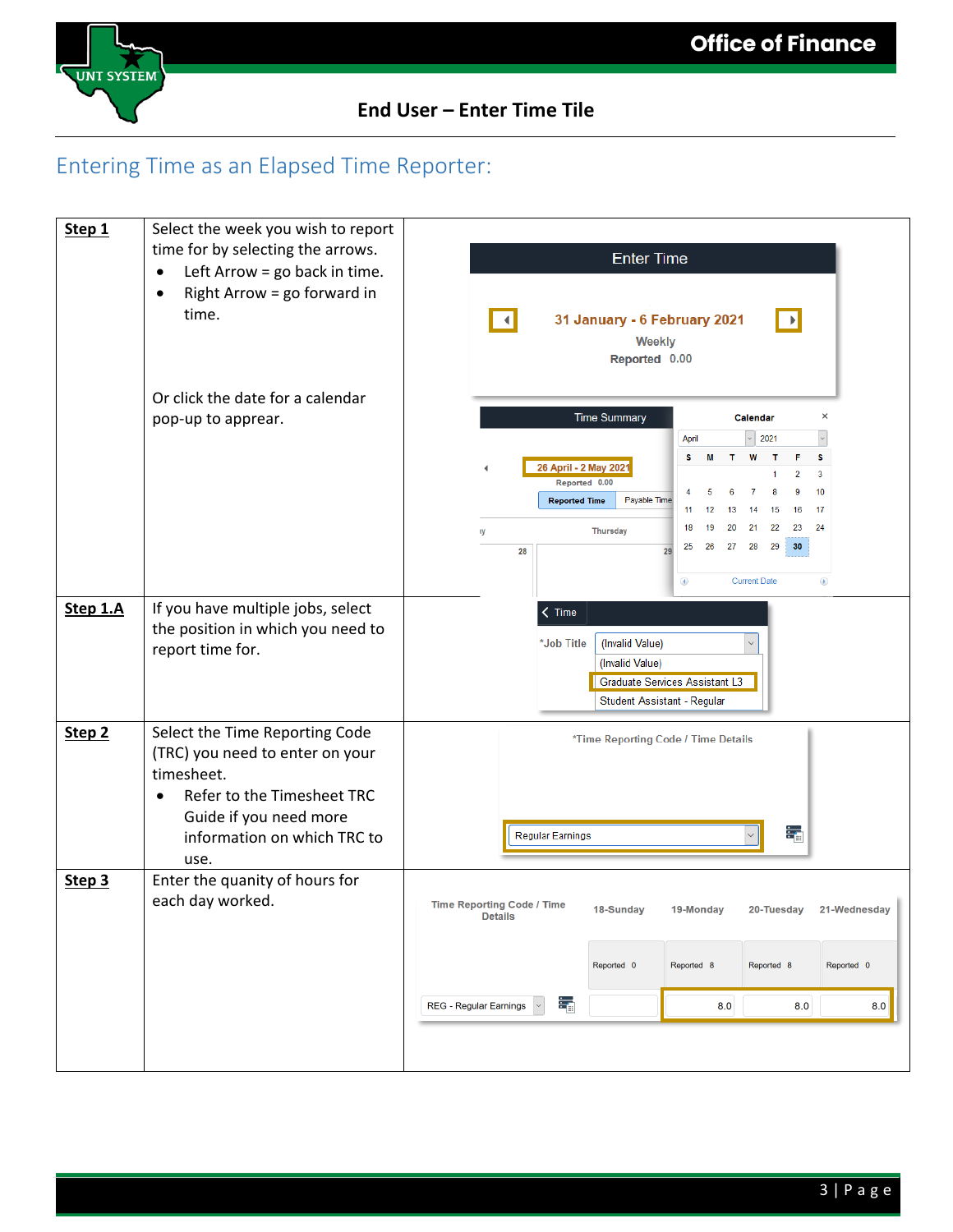## Entering Time as an Elapsed Time Reporter:

| | | |
|---|---|---|
| **Step 1** | Select the week you wish to report time for by selecting the arrows.<br>• Left Arrow = go back in time.<br>• Right Arrow = go forward in time.<br><br>Or click the date for a calendar pop-up to apprear. | |
| **Step 1.A** | If you have multiple jobs, select the position in which you need to report time for. | |
| **Step 2** | Select the Time Reporting Code (TRC) you need to enter on your timesheet.<br>• Refer to the Timesheet TRC Guide if you need more information on which TRC to use. | |
| **Step 3** | Enter the quanity of hours for each day worked. | |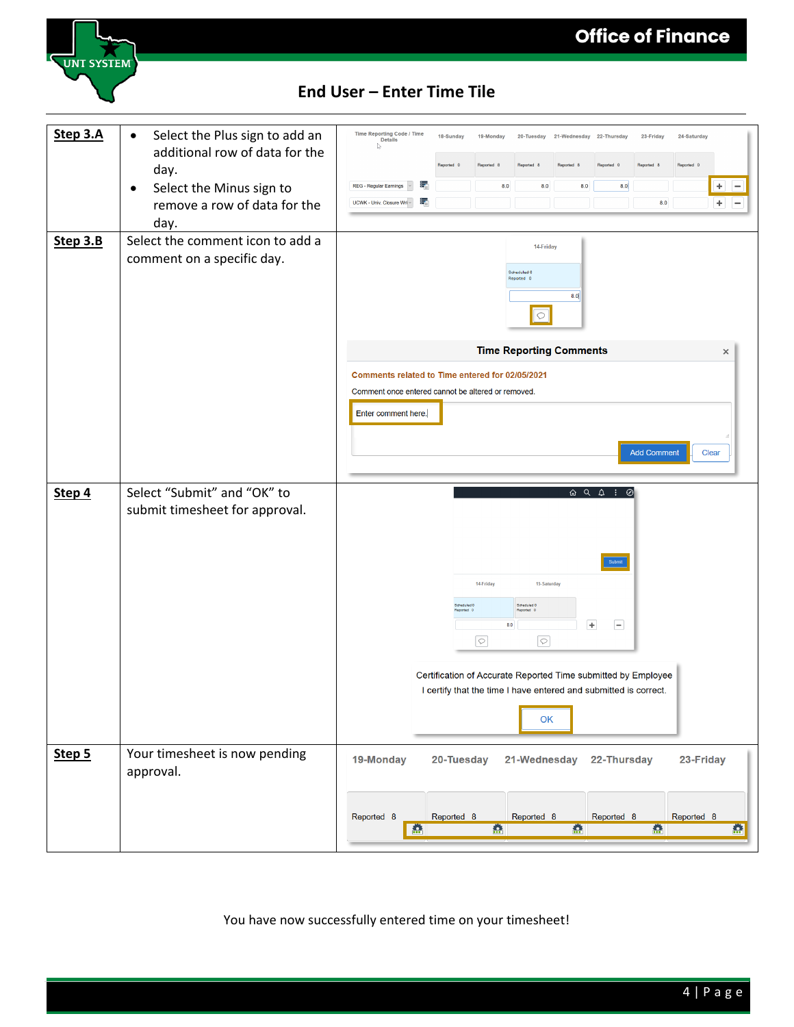## End User – Enter Time Tile

| | | |
|---|---|---|
| **Step 3.A** | • Select the Plus sign to add an additional row of data for the day.<br>• Select the Minus sign to remove a row of data for the day. | |
| **Step 3.B** | Select the comment icon to add a comment on a specific day. | |
| **Step 4** | Select “Submit” and “OK” to submit timesheet for approval. | |
| **Step 5** | Your timesheet is now pending approval. | |

You have now successfully entered time on your timesheet!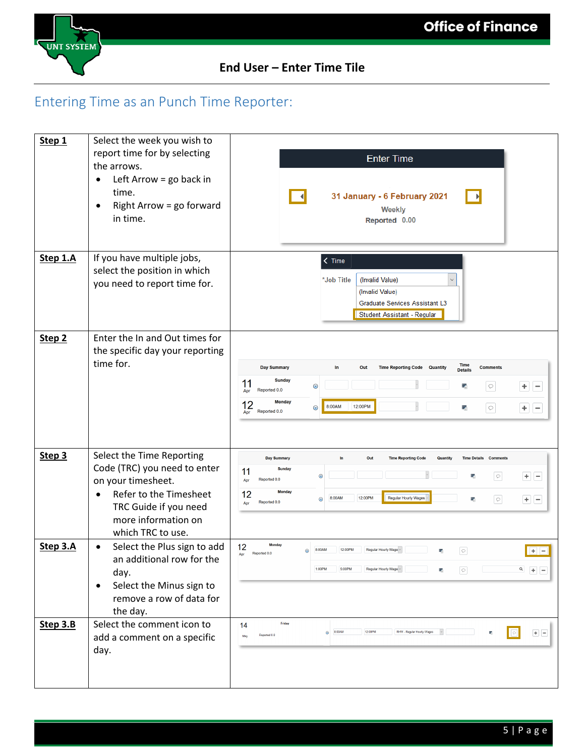# End User – Enter Time Tile

## Entering Time as an Punch Time Reporter:

| Step | Instructions |
|---|---|
| **Step 1** | Select the week you wish to report time for by selecting the arrows.<br>• Left Arrow = go back in time.<br>• Right Arrow = go forward in time. |
| **Step 1.A** | If you have multiple jobs, select the position in which you need to report time for. |
| **Step 2** | Enter the In and Out times for the specific day your reporting time for. |
| **Step 3** | Select the Time Reporting Code (TRC) you need to enter on your timesheet.<br>• Refer to the Timesheet TRC Guide if you need more information on which TRC to use. |
| **Step 3.A** | • Select the Plus sign to add an additional row for the day.<br>• Select the Minus sign to remove a row of data for the day. |
| **Step 3.B** | Select the comment icon to add a comment on a specific day. |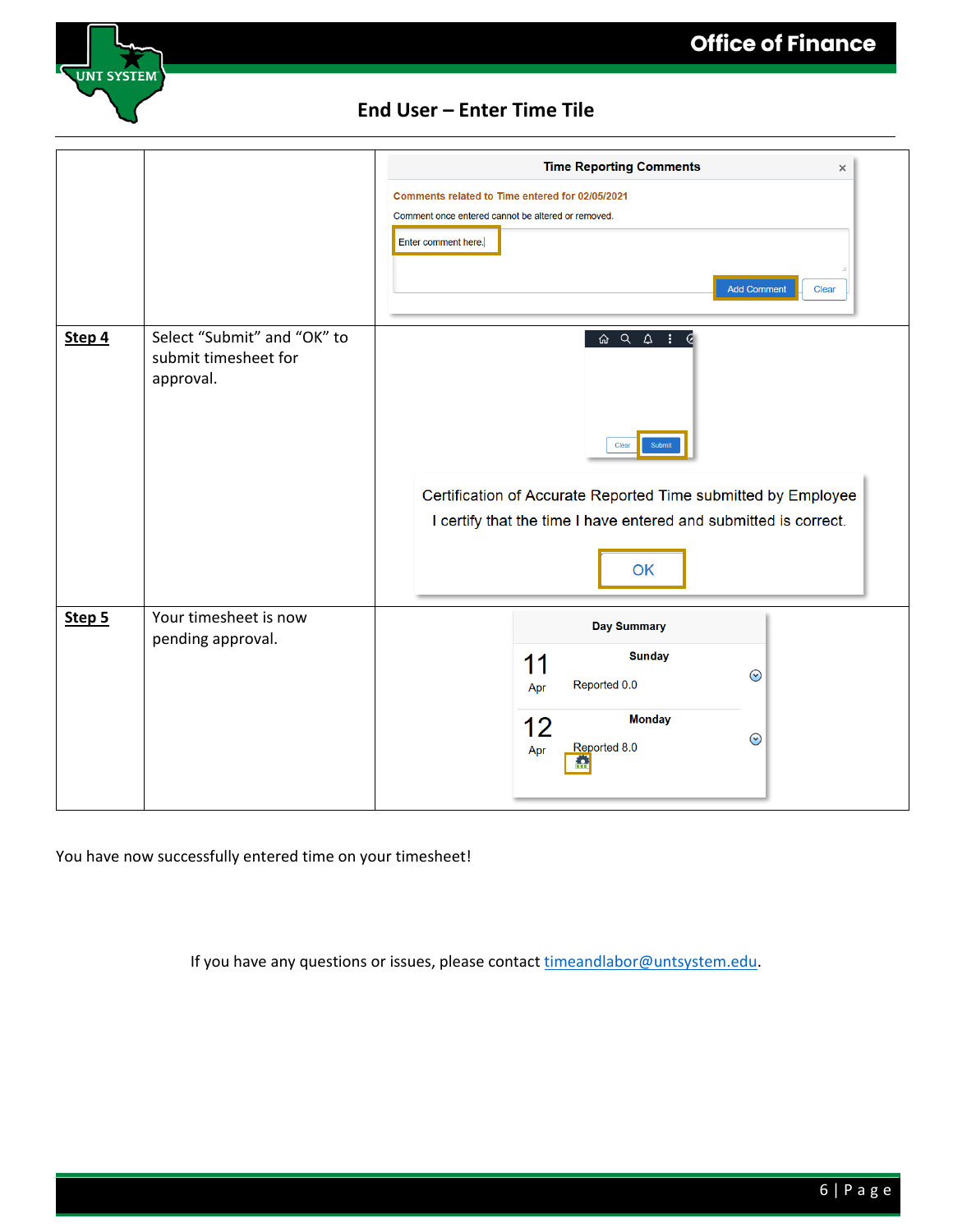## End User – Enter Time Tile

| | | |
|---|---|---|
| | | Time Reporting Comments<br>Comments related to Time entered for 02/05/2021<br>Comment once entered cannot be altered or removed.<br>Enter comment here.<br>Add Comment Clear |
| **Step 4** | Select “Submit” and “OK” to submit timesheet for approval. | Clear Submit<br>Certification of Accurate Reported Time submitted by Employee<br>I certify that the time I have entered and submitted is correct.<br>OK |
| **Step 5** | Your timesheet is now pending approval. | Day Summary<br>11 Apr Sunday Reported 0.0<br>12 Apr Monday Reported 8.0 |

You have now successfully entered time on your timesheet!

If you have any questions or issues, please contact timeandlabor@untsystem.edu.